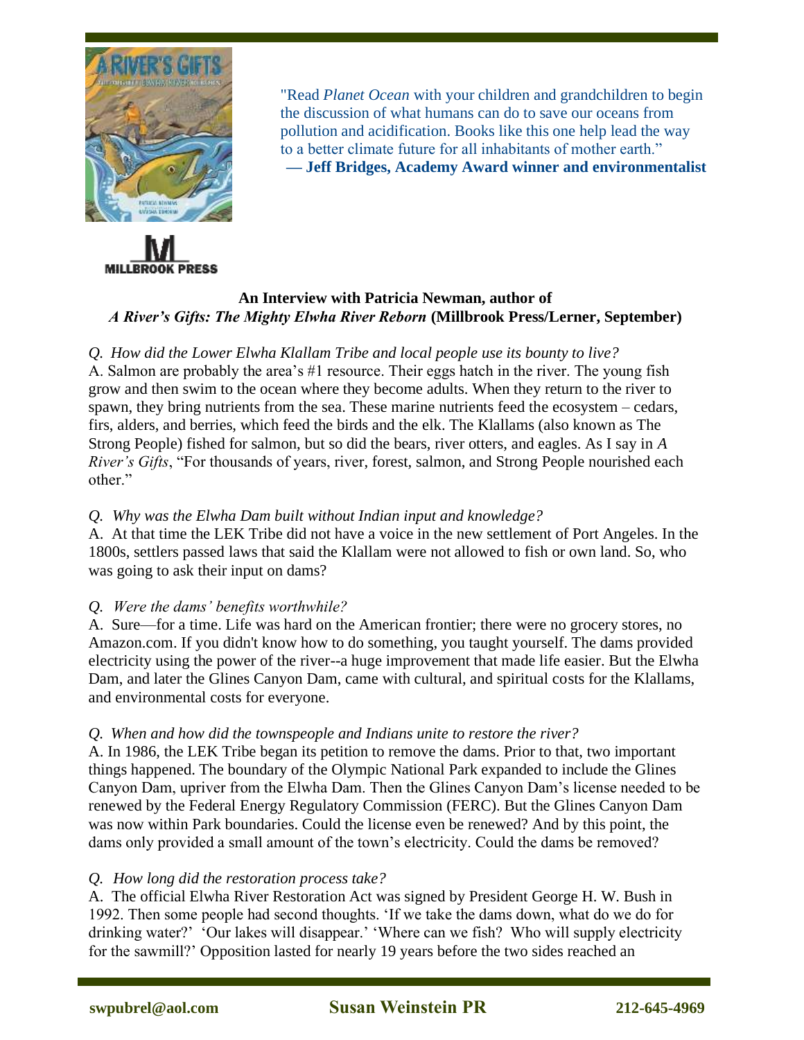"Read *Planet Ocean* with your children and grandchildren to begin the discussion of what humans can do to save our oceans from pollution and acidification. Books like this one help lead the way to a better climate future for all inhabitants of mother earth."
**— Jeff Bridges, Academy Award winner and environmentalist**

**An Interview with Patricia Newman, author of**
***A River's Gifts: The Mighty Elwha River Reborn* (Millbrook Press/Lerner, September)**

*Q. How did the Lower Elwha Klallam Tribe and local people use its bounty to live?*
A. Salmon are probably the area's #1 resource. Their eggs hatch in the river. The young fish grow and then swim to the ocean where they become adults. When they return to the river to spawn, they bring nutrients from the sea. These marine nutrients feed the ecosystem – cedars, firs, alders, and berries, which feed the birds and the elk. The Klallams (also known as The Strong People) fished for salmon, but so did the bears, river otters, and eagles. As I say in *A River's Gifts*, "For thousands of years, river, forest, salmon, and Strong People nourished each other."

*Q. Why was the Elwha Dam built without Indian input and knowledge?*
A. At that time the LEK Tribe did not have a voice in the new settlement of Port Angeles. In the 1800s, settlers passed laws that said the Klallam were not allowed to fish or own land. So, who was going to ask their input on dams?

*Q. Were the dams' benefits worthwhile?*
A. Sure—for a time. Life was hard on the American frontier; there were no grocery stores, no Amazon.com. If you didn't know how to do something, you taught yourself. The dams provided electricity using the power of the river--a huge improvement that made life easier. But the Elwha Dam, and later the Glines Canyon Dam, came with cultural, and spiritual costs for the Klallams, and environmental costs for everyone.

*Q. When and how did the townspeople and Indians unite to restore the river?*
A. In 1986, the LEK Tribe began its petition to remove the dams. Prior to that, two important things happened. The boundary of the Olympic National Park expanded to include the Glines Canyon Dam, upriver from the Elwha Dam. Then the Glines Canyon Dam's license needed to be renewed by the Federal Energy Regulatory Commission (FERC). But the Glines Canyon Dam was now within Park boundaries. Could the license even be renewed? And by this point, the dams only provided a small amount of the town's electricity. Could the dams be removed?

*Q. How long did the restoration process take?*
A. The official Elwha River Restoration Act was signed by President George H. W. Bush in 1992. Then some people had second thoughts. 'If we take the dams down, what do we do for drinking water?' 'Our lakes will disappear.' 'Where can we fish? Who will supply electricity for the sawmill?' Opposition lasted for nearly 19 years before the two sides reached an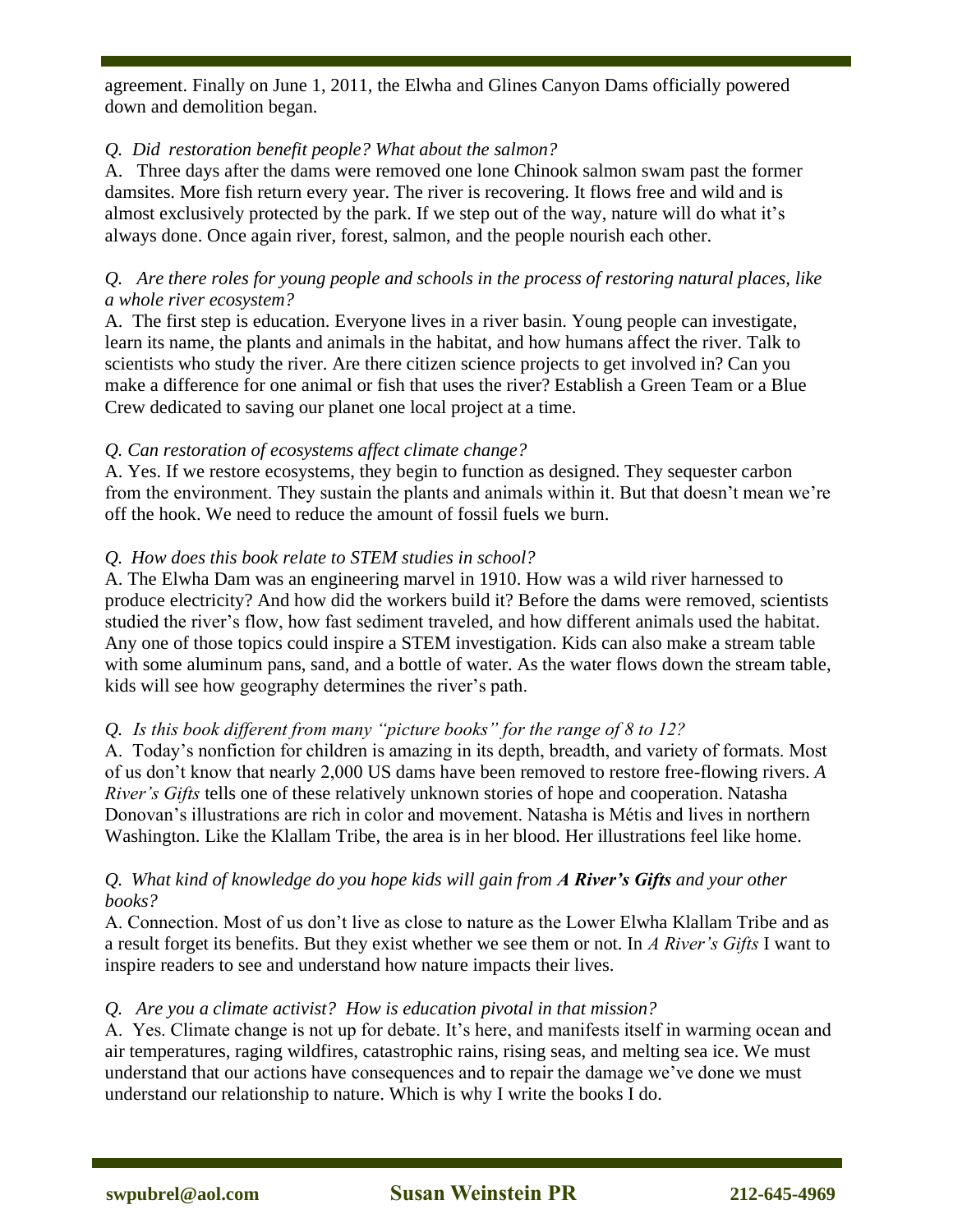agreement. Finally on June 1, 2011, the Elwha and Glines Canyon Dams officially powered down and demolition began.

*Q. Did restoration benefit people? What about the salmon?*

A. Three days after the dams were removed one lone Chinook salmon swam past the former damsites. More fish return every year. The river is recovering. It flows free and wild and is almost exclusively protected by the park. If we step out of the way, nature will do what it's always done. Once again river, forest, salmon, and the people nourish each other.

*Q. Are there roles for young people and schools in the process of restoring natural places, like a whole river ecosystem?*

A. The first step is education. Everyone lives in a river basin. Young people can investigate, learn its name, the plants and animals in the habitat, and how humans affect the river. Talk to scientists who study the river. Are there citizen science projects to get involved in? Can you make a difference for one animal or fish that uses the river? Establish a Green Team or a Blue Crew dedicated to saving our planet one local project at a time.

*Q. Can restoration of ecosystems affect climate change?*

A. Yes. If we restore ecosystems, they begin to function as designed. They sequester carbon from the environment. They sustain the plants and animals within it. But that doesn't mean we're off the hook. We need to reduce the amount of fossil fuels we burn.

*Q. How does this book relate to STEM studies in school?*

A. The Elwha Dam was an engineering marvel in 1910. How was a wild river harnessed to produce electricity? And how did the workers build it? Before the dams were removed, scientists studied the river's flow, how fast sediment traveled, and how different animals used the habitat. Any one of those topics could inspire a STEM investigation. Kids can also make a stream table with some aluminum pans, sand, and a bottle of water. As the water flows down the stream table, kids will see how geography determines the river's path.

*Q. Is this book different from many "picture books" for the range of 8 to 12?*

A. Today's nonfiction for children is amazing in its depth, breadth, and variety of formats. Most of us don't know that nearly 2,000 US dams have been removed to restore free-flowing rivers. *A River's Gifts* tells one of these relatively unknown stories of hope and cooperation. Natasha Donovan's illustrations are rich in color and movement. Natasha is Métis and lives in northern Washington. Like the Klallam Tribe, the area is in her blood. Her illustrations feel like home.

*Q. What kind of knowledge do you hope kids will gain from* ***A River's Gifts*** *and your other books?*

A. Connection. Most of us don't live as close to nature as the Lower Elwha Klallam Tribe and as a result forget its benefits. But they exist whether we see them or not. In *A River's Gifts* I want to inspire readers to see and understand how nature impacts their lives.

*Q. Are you a climate activist? How is education pivotal in that mission?*

A. Yes. Climate change is not up for debate. It's here, and manifests itself in warming ocean and air temperatures, raging wildfires, catastrophic rains, rising seas, and melting sea ice. We must understand that our actions have consequences and to repair the damage we've done we must understand our relationship to nature. Which is why I write the books I do.

**swpubrel@aol.com** **Susan Weinstein PR** **212-645-4969**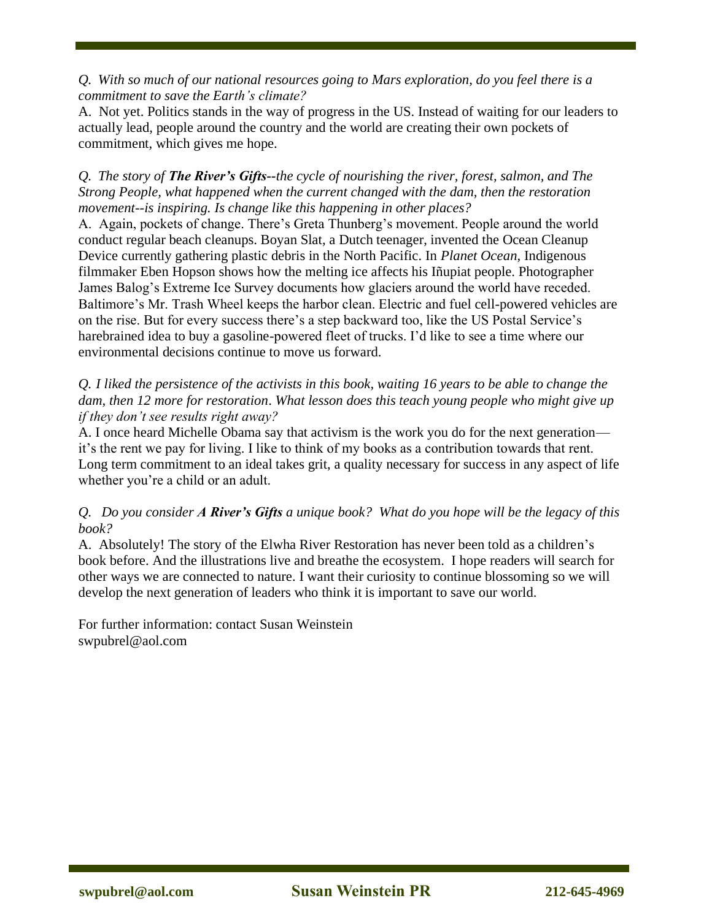*Q. With so much of our national resources going to Mars exploration, do you feel there is a commitment to save the Earth's climate?*

A. Not yet. Politics stands in the way of progress in the US. Instead of waiting for our leaders to actually lead, people around the country and the world are creating their own pockets of commitment, which gives me hope.

*Q. The story of* ***The River's Gifts****--the cycle of nourishing the river, forest, salmon, and The Strong People, what happened when the current changed with the dam, then the restoration movement--is inspiring. Is change like this happening in other places?*

A. Again, pockets of change. There's Greta Thunberg's movement. People around the world conduct regular beach cleanups. Boyan Slat, a Dutch teenager, invented the Ocean Cleanup Device currently gathering plastic debris in the North Pacific. In *Planet Ocean,* Indigenous filmmaker Eben Hopson shows how the melting ice affects his Iñupiat people. Photographer James Balog's Extreme Ice Survey documents how glaciers around the world have receded. Baltimore's Mr. Trash Wheel keeps the harbor clean. Electric and fuel cell-powered vehicles are on the rise. But for every success there's a step backward too, like the US Postal Service's harebrained idea to buy a gasoline-powered fleet of trucks. I'd like to see a time where our environmental decisions continue to move us forward.

*Q. I liked the persistence of the activists in this book, waiting 16 years to be able to change the dam, then 12 more for restoration. What lesson does this teach young people who might give up if they don't see results right away?*

A. I once heard Michelle Obama say that activism is the work you do for the next generation—it's the rent we pay for living. I like to think of my books as a contribution towards that rent. Long term commitment to an ideal takes grit, a quality necessary for success in any aspect of life whether you're a child or an adult.

*Q. Do you consider* ***A River's Gifts*** *a unique book? What do you hope will be the legacy of this book?*

A. Absolutely! The story of the Elwha River Restoration has never been told as a children's book before. And the illustrations live and breathe the ecosystem. I hope readers will search for other ways we are connected to nature. I want their curiosity to continue blossoming so we will develop the next generation of leaders who think it is important to save our world.

For further information: contact Susan Weinstein
swpubrel@aol.com